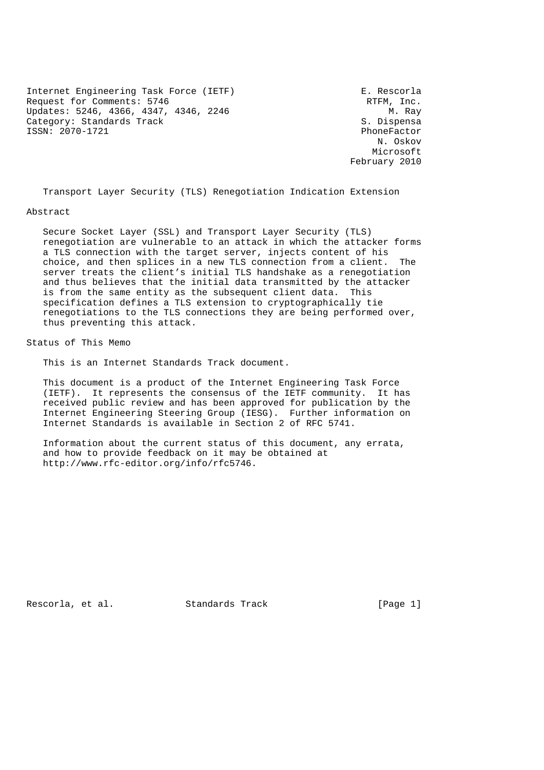Internet Engineering Task Force (IETF) E. Rescorla
Request for Comments: 5746 RTFM, Inc.
Updates: 5246, 4366, 4347, 4346, 2246 M. Ray
Category: Standards Track S. Dispensa
ISSN: 2070-1721 PhoneFactor
N. Oskov
Microsoft
February 2010

# Transport Layer Security (TLS) Renegotiation Indication Extension

## Abstract

Secure Socket Layer (SSL) and Transport Layer Security (TLS) renegotiation are vulnerable to an attack in which the attacker forms a TLS connection with the target server, injects content of his choice, and then splices in a new TLS connection from a client. The server treats the client's initial TLS handshake as a renegotiation and thus believes that the initial data transmitted by the attacker is from the same entity as the subsequent client data. This specification defines a TLS extension to cryptographically tie renegotiations to the TLS connections they are being performed over, thus preventing this attack.

## Status of This Memo

This is an Internet Standards Track document.

This document is a product of the Internet Engineering Task Force (IETF). It represents the consensus of the IETF community. It has received public review and has been approved for publication by the Internet Engineering Steering Group (IESG). Further information on Internet Standards is available in Section 2 of RFC 5741.

Information about the current status of this document, any errata, and how to provide feedback on it may be obtained at http://www.rfc-editor.org/info/rfc5746.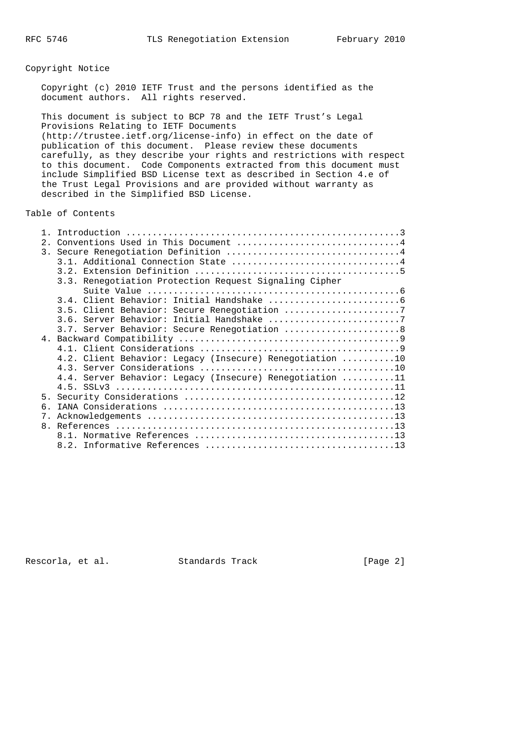## Copyright Notice

Copyright (c) 2010 IETF Trust and the persons identified as the document authors. All rights reserved.

This document is subject to BCP 78 and the IETF Trust's Legal Provisions Relating to IETF Documents (http://trustee.ietf.org/license-info) in effect on the date of publication of this document. Please review these documents carefully, as they describe your rights and restrictions with respect to this document. Code Components extracted from this document must include Simplified BSD License text as described in Section 4.e of the Trust Legal Provisions and are provided without warranty as described in the Simplified BSD License.

## Table of Contents

```
   1. Introduction ....................................................3
   2. Conventions Used in This Document ...............................4
   3. Secure Renegotiation Definition .................................4
      3.1. Additional Connection State ................................4
      3.2. Extension Definition .......................................5
      3.3. Renegotiation Protection Request Signaling Cipher
           Suite Value ................................................6
      3.4. Client Behavior: Initial Handshake .........................6
      3.5. Client Behavior: Secure Renegotiation ......................7
      3.6. Server Behavior: Initial Handshake .........................7
      3.7. Server Behavior: Secure Renegotiation ......................8
   4. Backward Compatibility ..........................................9
      4.1. Client Considerations ......................................9
      4.2. Client Behavior: Legacy (Insecure) Renegotiation ..........10
      4.3. Server Considerations .....................................10
      4.4. Server Behavior: Legacy (Insecure) Renegotiation ..........11
      4.5. SSLv3 .....................................................11
   5. Security Considerations ........................................12
   6. IANA Considerations ............................................13
   7. Acknowledgements ...............................................13
   8. References .....................................................13
      8.1. Normative References ......................................13
      8.2. Informative References ....................................13
```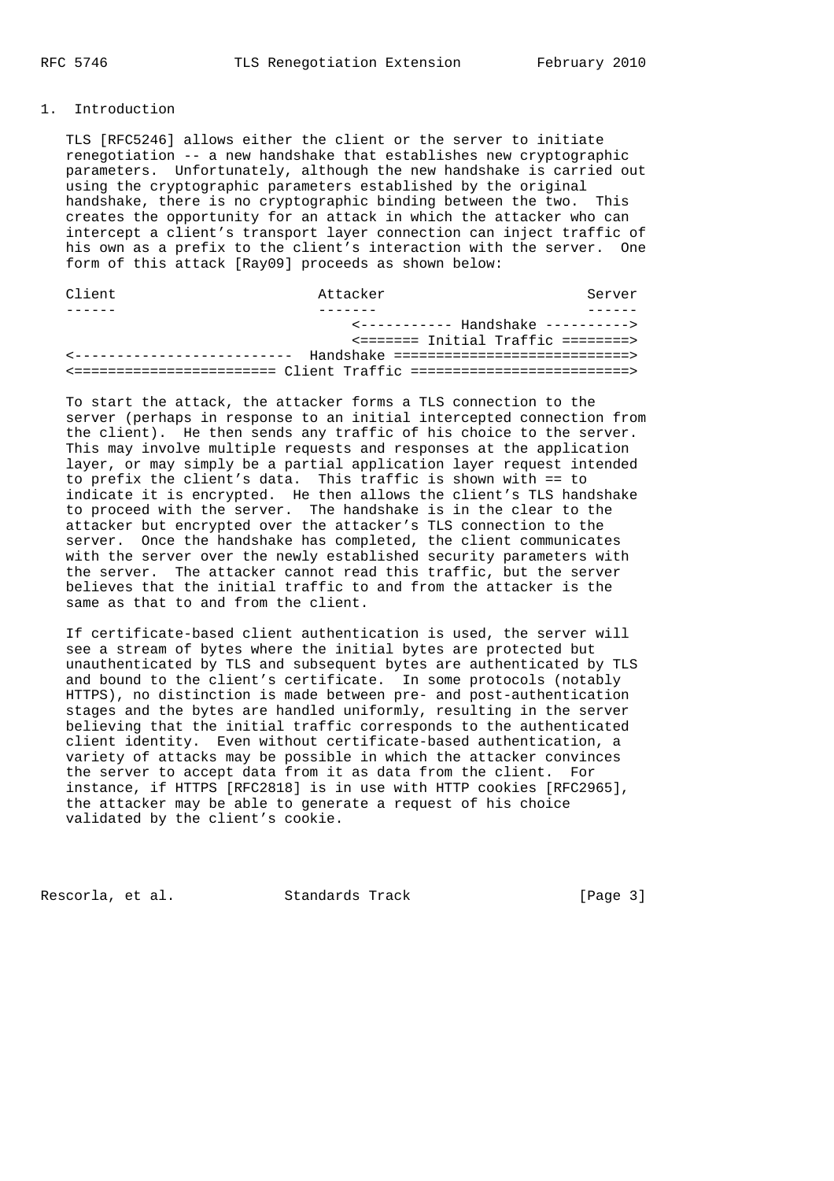## 1. Introduction

TLS [RFC5246] allows either the client or the server to initiate renegotiation -- a new handshake that establishes new cryptographic parameters. Unfortunately, although the new handshake is carried out using the cryptographic parameters established by the original handshake, there is no cryptographic binding between the two. This creates the opportunity for an attack in which the attacker who can intercept a client's transport layer connection can inject traffic of his own as a prefix to the client's interaction with the server. One form of this attack [Ray09] proceeds as shown below:

```
Client                        Attacker                        Server
------                        -------                         ------
                                  <----------- Handshake ---------->
                                  <======= Initial Traffic ========>
<--------------------------  Handshake ============================>
<======================== Client Traffic ==========================>
```

To start the attack, the attacker forms a TLS connection to the server (perhaps in response to an initial intercepted connection from the client). He then sends any traffic of his choice to the server. This may involve multiple requests and responses at the application layer, or may simply be a partial application layer request intended to prefix the client's data. This traffic is shown with == to indicate it is encrypted. He then allows the client's TLS handshake to proceed with the server. The handshake is in the clear to the attacker but encrypted over the attacker's TLS connection to the server. Once the handshake has completed, the client communicates with the server over the newly established security parameters with the server. The attacker cannot read this traffic, but the server believes that the initial traffic to and from the attacker is the same as that to and from the client.

If certificate-based client authentication is used, the server will see a stream of bytes where the initial bytes are protected but unauthenticated by TLS and subsequent bytes are authenticated by TLS and bound to the client's certificate. In some protocols (notably HTTPS), no distinction is made between pre- and post-authentication stages and the bytes are handled uniformly, resulting in the server believing that the initial traffic corresponds to the authenticated client identity. Even without certificate-based authentication, a variety of attacks may be possible in which the attacker convinces the server to accept data from it as data from the client. For instance, if HTTPS [RFC2818] is in use with HTTP cookies [RFC2965], the attacker may be able to generate a request of his choice validated by the client's cookie.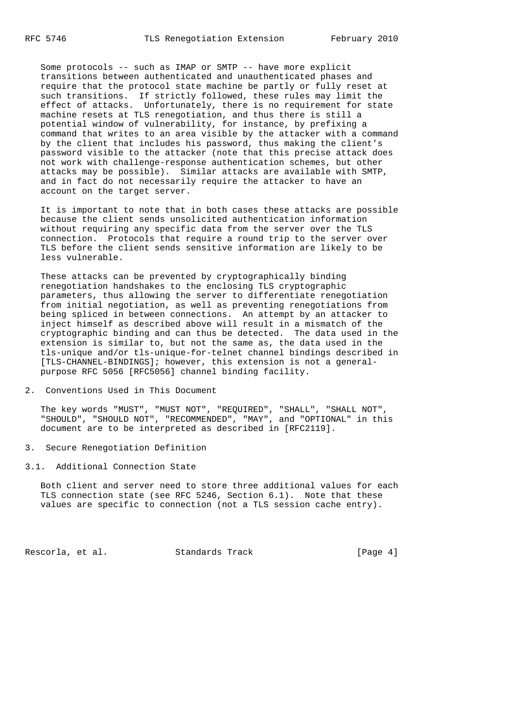Some protocols -- such as IMAP or SMTP -- have more explicit transitions between authenticated and unauthenticated phases and require that the protocol state machine be partly or fully reset at such transitions. If strictly followed, these rules may limit the effect of attacks. Unfortunately, there is no requirement for state machine resets at TLS renegotiation, and thus there is still a potential window of vulnerability, for instance, by prefixing a command that writes to an area visible by the attacker with a command by the client that includes his password, thus making the client's password visible to the attacker (note that this precise attack does not work with challenge-response authentication schemes, but other attacks may be possible). Similar attacks are available with SMTP, and in fact do not necessarily require the attacker to have an account on the target server.

It is important to note that in both cases these attacks are possible because the client sends unsolicited authentication information without requiring any specific data from the server over the TLS connection. Protocols that require a round trip to the server over TLS before the client sends sensitive information are likely to be less vulnerable.

These attacks can be prevented by cryptographically binding renegotiation handshakes to the enclosing TLS cryptographic parameters, thus allowing the server to differentiate renegotiation from initial negotiation, as well as preventing renegotiations from being spliced in between connections. An attempt by an attacker to inject himself as described above will result in a mismatch of the cryptographic binding and can thus be detected. The data used in the extension is similar to, but not the same as, the data used in the tls-unique and/or tls-unique-for-telnet channel bindings described in [TLS-CHANNEL-BINDINGS]; however, this extension is not a general-purpose RFC 5056 [RFC5056] channel binding facility.

## 2. Conventions Used in This Document

The key words "MUST", "MUST NOT", "REQUIRED", "SHALL", "SHALL NOT", "SHOULD", "SHOULD NOT", "RECOMMENDED", "MAY", and "OPTIONAL" in this document are to be interpreted as described in [RFC2119].

## 3. Secure Renegotiation Definition

### 3.1. Additional Connection State

Both client and server need to store three additional values for each TLS connection state (see RFC 5246, Section 6.1). Note that these values are specific to connection (not a TLS session cache entry).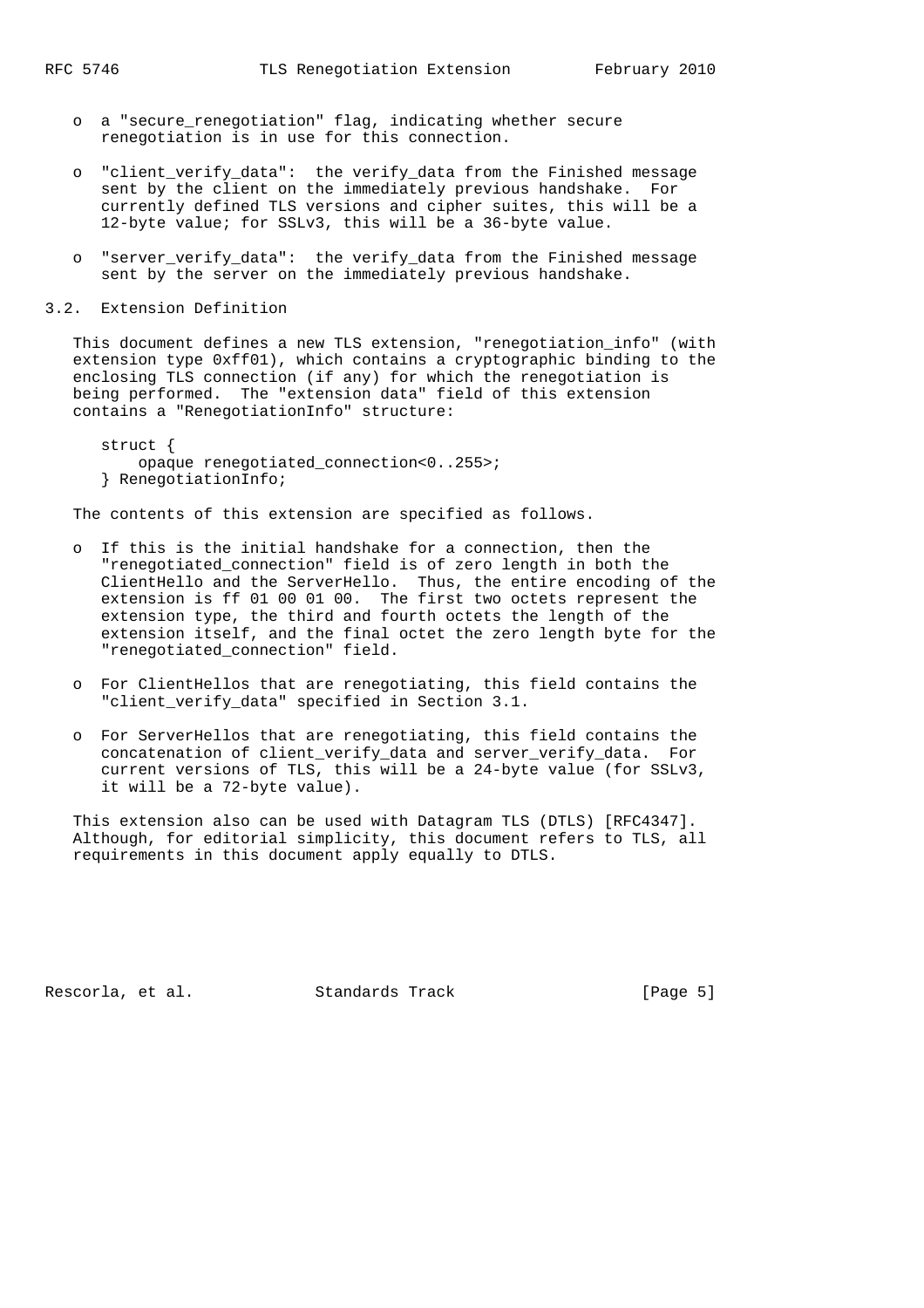- a "secure_renegotiation" flag, indicating whether secure renegotiation is in use for this connection.
- "client_verify_data": the verify_data from the Finished message sent by the client on the immediately previous handshake. For currently defined TLS versions and cipher suites, this will be a 12-byte value; for SSLv3, this will be a 36-byte value.
- "server_verify_data": the verify_data from the Finished message sent by the server on the immediately previous handshake.

### 3.2. Extension Definition

This document defines a new TLS extension, "renegotiation_info" (with extension type 0xff01), which contains a cryptographic binding to the enclosing TLS connection (if any) for which the renegotiation is being performed. The "extension data" field of this extension contains a "RenegotiationInfo" structure:

```
struct {
    opaque renegotiated_connection<0..255>;
} RenegotiationInfo;
```

The contents of this extension are specified as follows.

- If this is the initial handshake for a connection, then the "renegotiated_connection" field is of zero length in both the ClientHello and the ServerHello. Thus, the entire encoding of the extension is ff 01 00 01 00. The first two octets represent the extension type, the third and fourth octets the length of the extension itself, and the final octet the zero length byte for the "renegotiated_connection" field.
- For ClientHellos that are renegotiating, this field contains the "client_verify_data" specified in Section 3.1.
- For ServerHellos that are renegotiating, this field contains the concatenation of client_verify_data and server_verify_data. For current versions of TLS, this will be a 24-byte value (for SSLv3, it will be a 72-byte value).

This extension also can be used with Datagram TLS (DTLS) [RFC4347]. Although, for editorial simplicity, this document refers to TLS, all requirements in this document apply equally to DTLS.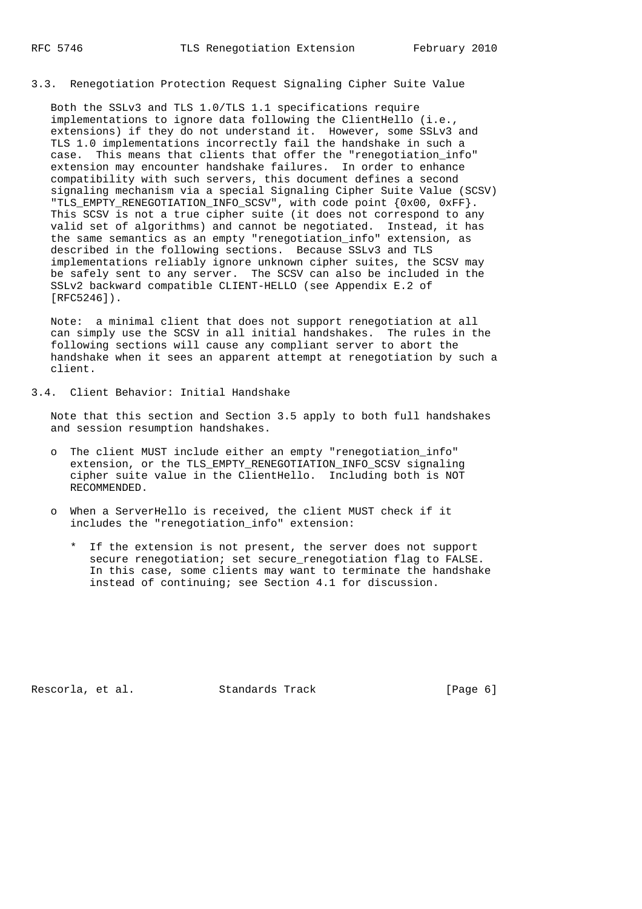### 3.3. Renegotiation Protection Request Signaling Cipher Suite Value

Both the SSLv3 and TLS 1.0/TLS 1.1 specifications require implementations to ignore data following the ClientHello (i.e., extensions) if they do not understand it. However, some SSLv3 and TLS 1.0 implementations incorrectly fail the handshake in such a case. This means that clients that offer the "renegotiation_info" extension may encounter handshake failures. In order to enhance compatibility with such servers, this document defines a second signaling mechanism via a special Signaling Cipher Suite Value (SCSV) "TLS_EMPTY_RENEGOTIATION_INFO_SCSV", with code point {0x00, 0xFF}. This SCSV is not a true cipher suite (it does not correspond to any valid set of algorithms) and cannot be negotiated. Instead, it has the same semantics as an empty "renegotiation_info" extension, as described in the following sections. Because SSLv3 and TLS implementations reliably ignore unknown cipher suites, the SCSV may be safely sent to any server. The SCSV can also be included in the SSLv2 backward compatible CLIENT-HELLO (see Appendix E.2 of [RFC5246]).

Note: a minimal client that does not support renegotiation at all can simply use the SCSV in all initial handshakes. The rules in the following sections will cause any compliant server to abort the handshake when it sees an apparent attempt at renegotiation by such a client.

### 3.4. Client Behavior: Initial Handshake

Note that this section and Section 3.5 apply to both full handshakes and session resumption handshakes.

- The client MUST include either an empty "renegotiation_info" extension, or the TLS_EMPTY_RENEGOTIATION_INFO_SCSV signaling cipher suite value in the ClientHello. Including both is NOT RECOMMENDED.

- When a ServerHello is received, the client MUST check if it includes the "renegotiation_info" extension:

  - If the extension is not present, the server does not support secure renegotiation; set secure_renegotiation flag to FALSE. In this case, some clients may want to terminate the handshake instead of continuing; see Section 4.1 for discussion.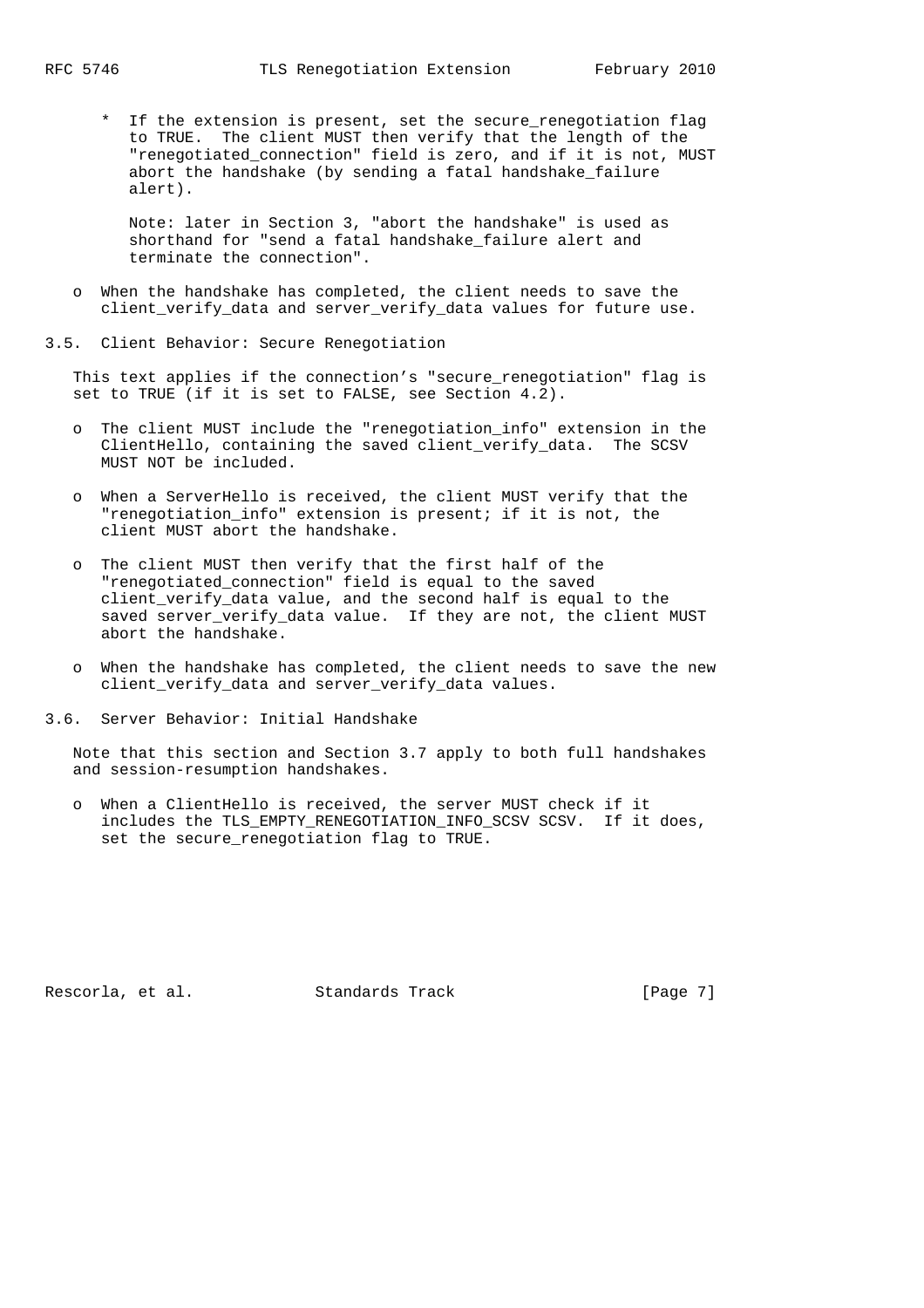* If the extension is present, set the secure_renegotiation flag to TRUE. The client MUST then verify that the length of the "renegotiated_connection" field is zero, and if it is not, MUST abort the handshake (by sending a fatal handshake_failure alert).

     Note: later in Section 3, "abort the handshake" is used as shorthand for "send a fatal handshake_failure alert and terminate the connection".

- When the handshake has completed, the client needs to save the client_verify_data and server_verify_data values for future use.

## 3.5. Client Behavior: Secure Renegotiation

This text applies if the connection's "secure_renegotiation" flag is set to TRUE (if it is set to FALSE, see Section 4.2).

- The client MUST include the "renegotiation_info" extension in the ClientHello, containing the saved client_verify_data. The SCSV MUST NOT be included.

- When a ServerHello is received, the client MUST verify that the "renegotiation_info" extension is present; if it is not, the client MUST abort the handshake.

- The client MUST then verify that the first half of the "renegotiated_connection" field is equal to the saved client_verify_data value, and the second half is equal to the saved server_verify_data value. If they are not, the client MUST abort the handshake.

- When the handshake has completed, the client needs to save the new client_verify_data and server_verify_data values.

## 3.6. Server Behavior: Initial Handshake

Note that this section and Section 3.7 apply to both full handshakes and session-resumption handshakes.

- When a ClientHello is received, the server MUST check if it includes the TLS_EMPTY_RENEGOTIATION_INFO_SCSV SCSV. If it does, set the secure_renegotiation flag to TRUE.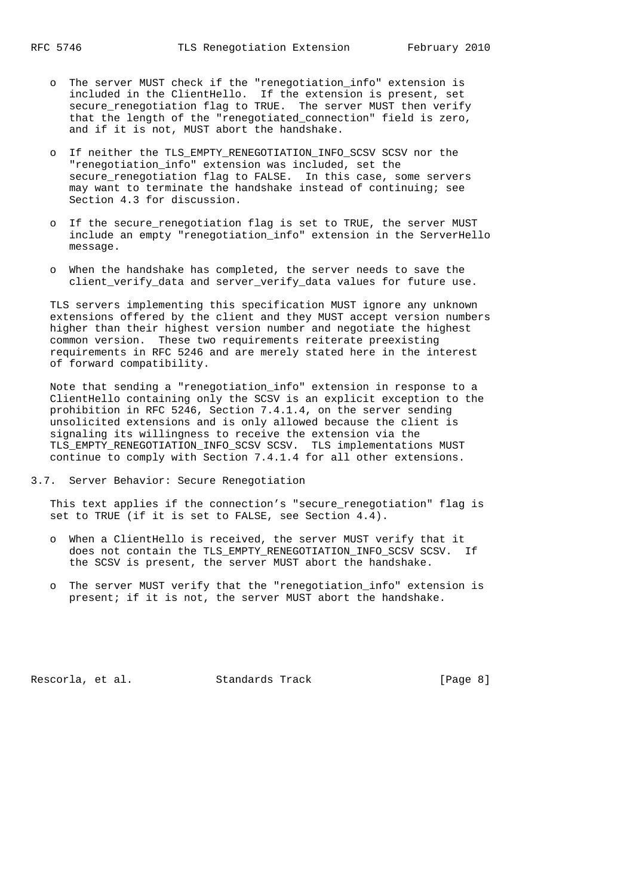- The server MUST check if the "renegotiation_info" extension is included in the ClientHello. If the extension is present, set secure_renegotiation flag to TRUE. The server MUST then verify that the length of the "renegotiated_connection" field is zero, and if it is not, MUST abort the handshake.

- If neither the TLS_EMPTY_RENEGOTIATION_INFO_SCSV SCSV nor the "renegotiation_info" extension was included, set the secure_renegotiation flag to FALSE. In this case, some servers may want to terminate the handshake instead of continuing; see Section 4.3 for discussion.

- If the secure_renegotiation flag is set to TRUE, the server MUST include an empty "renegotiation_info" extension in the ServerHello message.

- When the handshake has completed, the server needs to save the client_verify_data and server_verify_data values for future use.

TLS servers implementing this specification MUST ignore any unknown extensions offered by the client and they MUST accept version numbers higher than their highest version number and negotiate the highest common version. These two requirements reiterate preexisting requirements in RFC 5246 and are merely stated here in the interest of forward compatibility.

Note that sending a "renegotiation_info" extension in response to a ClientHello containing only the SCSV is an explicit exception to the prohibition in RFC 5246, Section 7.4.1.4, on the server sending unsolicited extensions and is only allowed because the client is signaling its willingness to receive the extension via the TLS_EMPTY_RENEGOTIATION_INFO_SCSV SCSV. TLS implementations MUST continue to comply with Section 7.4.1.4 for all other extensions.

## 3.7. Server Behavior: Secure Renegotiation

This text applies if the connection's "secure_renegotiation" flag is set to TRUE (if it is set to FALSE, see Section 4.4).

- When a ClientHello is received, the server MUST verify that it does not contain the TLS_EMPTY_RENEGOTIATION_INFO_SCSV SCSV. If the SCSV is present, the server MUST abort the handshake.

- The server MUST verify that the "renegotiation_info" extension is present; if it is not, the server MUST abort the handshake.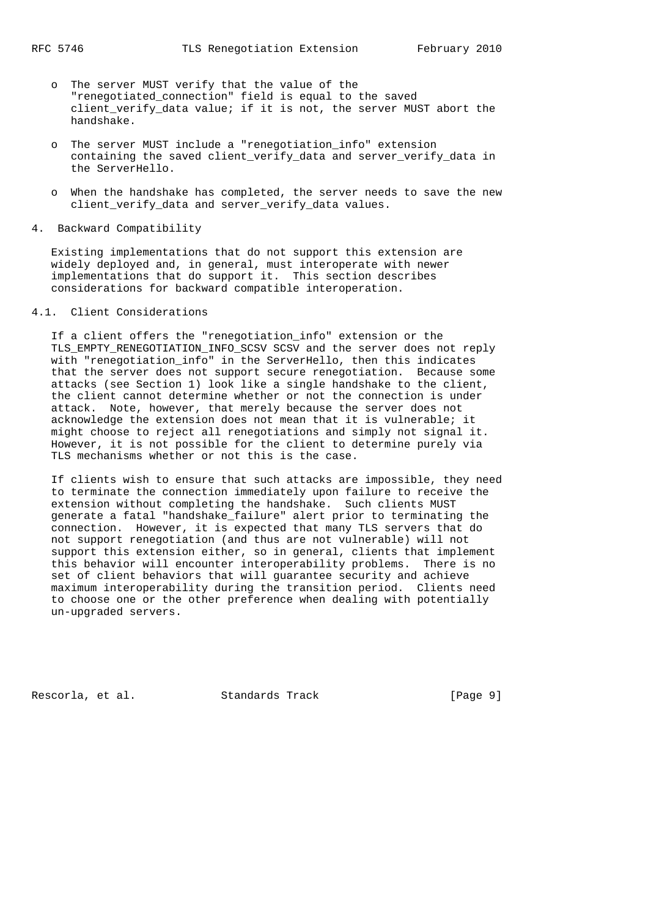- The server MUST verify that the value of the "renegotiated_connection" field is equal to the saved client_verify_data value; if it is not, the server MUST abort the handshake.

- The server MUST include a "renegotiation_info" extension containing the saved client_verify_data and server_verify_data in the ServerHello.

- When the handshake has completed, the server needs to save the new client_verify_data and server_verify_data values.

## 4. Backward Compatibility

Existing implementations that do not support this extension are widely deployed and, in general, must interoperate with newer implementations that do support it. This section describes considerations for backward compatible interoperation.

### 4.1. Client Considerations

If a client offers the "renegotiation_info" extension or the TLS_EMPTY_RENEGOTIATION_INFO_SCSV SCSV and the server does not reply with "renegotiation_info" in the ServerHello, then this indicates that the server does not support secure renegotiation. Because some attacks (see Section 1) look like a single handshake to the client, the client cannot determine whether or not the connection is under attack. Note, however, that merely because the server does not acknowledge the extension does not mean that it is vulnerable; it might choose to reject all renegotiations and simply not signal it. However, it is not possible for the client to determine purely via TLS mechanisms whether or not this is the case.

If clients wish to ensure that such attacks are impossible, they need to terminate the connection immediately upon failure to receive the extension without completing the handshake. Such clients MUST generate a fatal "handshake_failure" alert prior to terminating the connection. However, it is expected that many TLS servers that do not support renegotiation (and thus are not vulnerable) will not support this extension either, so in general, clients that implement this behavior will encounter interoperability problems. There is no set of client behaviors that will guarantee security and achieve maximum interoperability during the transition period. Clients need to choose one or the other preference when dealing with potentially un-upgraded servers.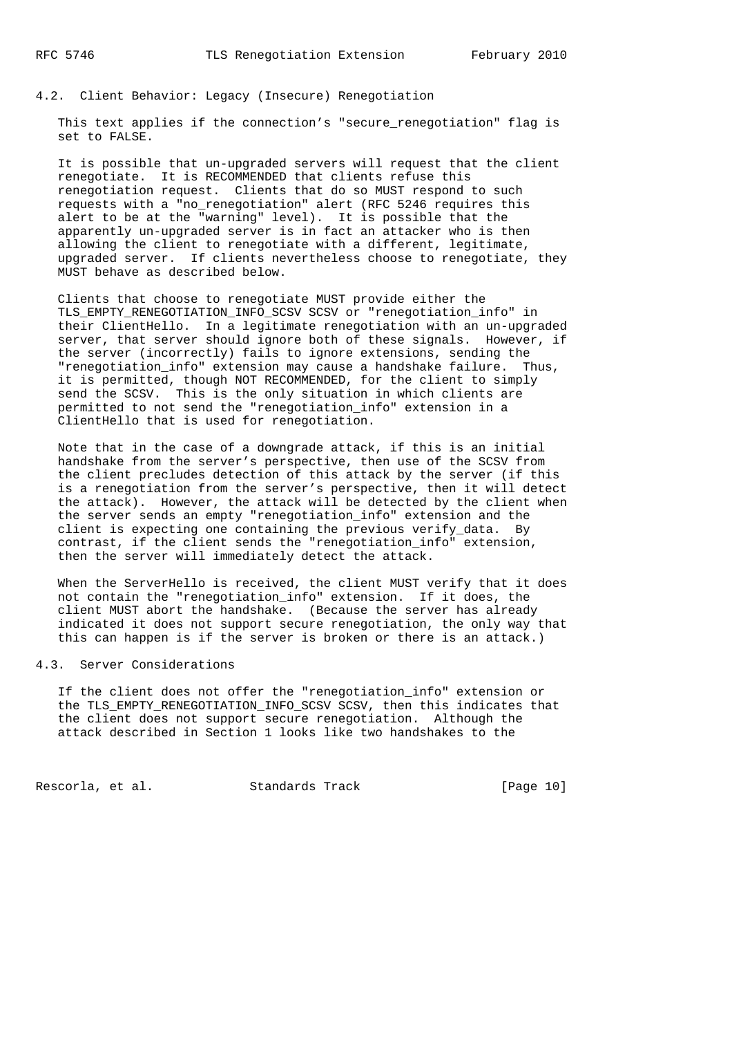## 4.2. Client Behavior: Legacy (Insecure) Renegotiation

This text applies if the connection's "secure_renegotiation" flag is set to FALSE.

It is possible that un-upgraded servers will request that the client renegotiate. It is RECOMMENDED that clients refuse this renegotiation request. Clients that do so MUST respond to such requests with a "no_renegotiation" alert (RFC 5246 requires this alert to be at the "warning" level). It is possible that the apparently un-upgraded server is in fact an attacker who is then allowing the client to renegotiate with a different, legitimate, upgraded server. If clients nevertheless choose to renegotiate, they MUST behave as described below.

Clients that choose to renegotiate MUST provide either the TLS_EMPTY_RENEGOTIATION_INFO_SCSV SCSV or "renegotiation_info" in their ClientHello. In a legitimate renegotiation with an un-upgraded server, that server should ignore both of these signals. However, if the server (incorrectly) fails to ignore extensions, sending the "renegotiation_info" extension may cause a handshake failure. Thus, it is permitted, though NOT RECOMMENDED, for the client to simply send the SCSV. This is the only situation in which clients are permitted to not send the "renegotiation_info" extension in a ClientHello that is used for renegotiation.

Note that in the case of a downgrade attack, if this is an initial handshake from the server's perspective, then use of the SCSV from the client precludes detection of this attack by the server (if this is a renegotiation from the server's perspective, then it will detect the attack). However, the attack will be detected by the client when the server sends an empty "renegotiation_info" extension and the client is expecting one containing the previous verify_data. By contrast, if the client sends the "renegotiation_info" extension, then the server will immediately detect the attack.

When the ServerHello is received, the client MUST verify that it does not contain the "renegotiation_info" extension. If it does, the client MUST abort the handshake. (Because the server has already indicated it does not support secure renegotiation, the only way that this can happen is if the server is broken or there is an attack.)

## 4.3. Server Considerations

If the client does not offer the "renegotiation_info" extension or the TLS_EMPTY_RENEGOTIATION_INFO_SCSV SCSV, then this indicates that the client does not support secure renegotiation. Although the attack described in Section 1 looks like two handshakes to the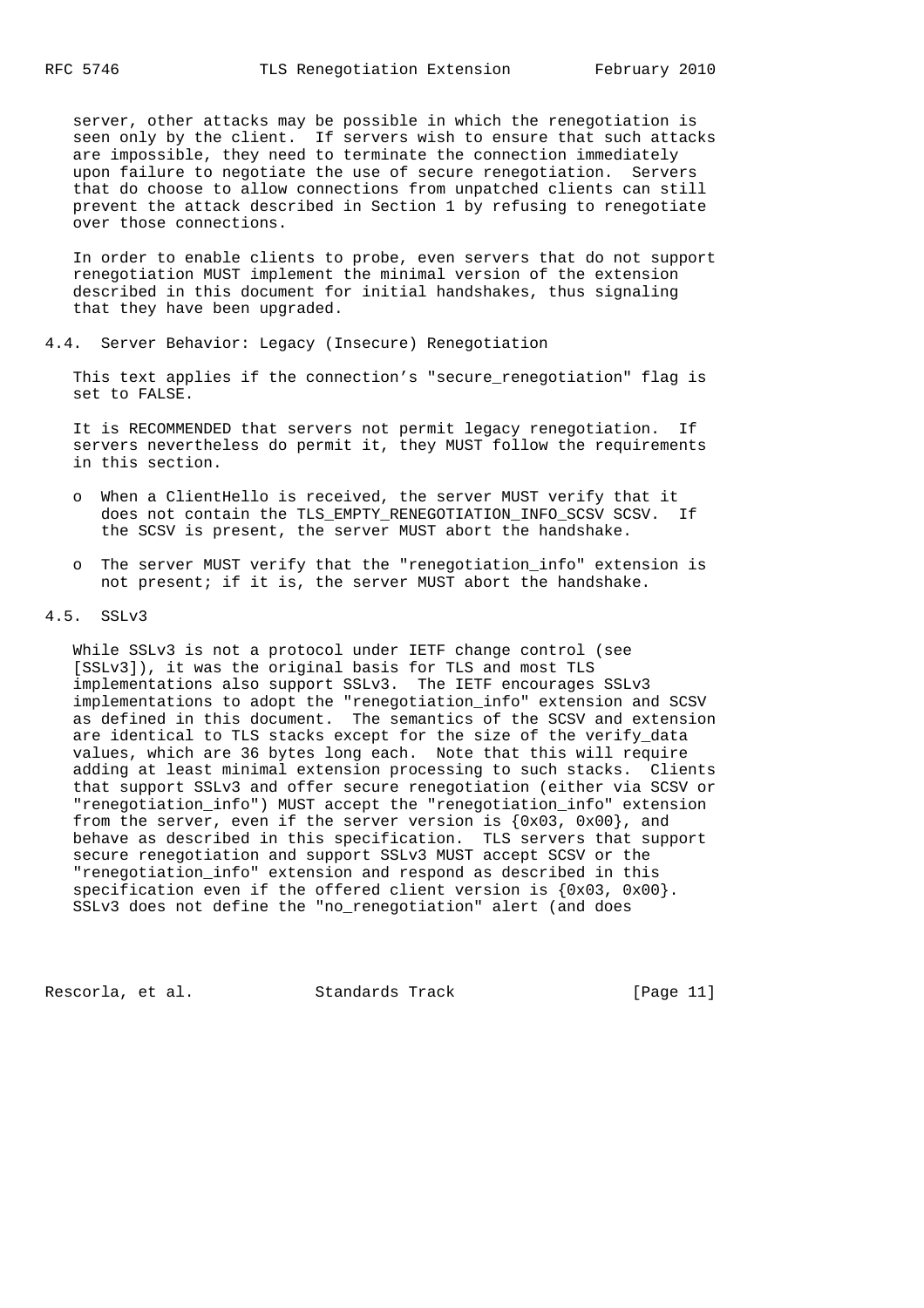server, other attacks may be possible in which the renegotiation is seen only by the client. If servers wish to ensure that such attacks are impossible, they need to terminate the connection immediately upon failure to negotiate the use of secure renegotiation. Servers that do choose to allow connections from unpatched clients can still prevent the attack described in Section 1 by refusing to renegotiate over those connections.

In order to enable clients to probe, even servers that do not support renegotiation MUST implement the minimal version of the extension described in this document for initial handshakes, thus signaling that they have been upgraded.

### 4.4. Server Behavior: Legacy (Insecure) Renegotiation

This text applies if the connection's "secure_renegotiation" flag is set to FALSE.

It is RECOMMENDED that servers not permit legacy renegotiation. If servers nevertheless do permit it, they MUST follow the requirements in this section.

- When a ClientHello is received, the server MUST verify that it does not contain the TLS_EMPTY_RENEGOTIATION_INFO_SCSV SCSV. If the SCSV is present, the server MUST abort the handshake.

- The server MUST verify that the "renegotiation_info" extension is not present; if it is, the server MUST abort the handshake.

### 4.5. SSLv3

While SSLv3 is not a protocol under IETF change control (see [SSLv3]), it was the original basis for TLS and most TLS implementations also support SSLv3. The IETF encourages SSLv3 implementations to adopt the "renegotiation_info" extension and SCSV as defined in this document. The semantics of the SCSV and extension are identical to TLS stacks except for the size of the verify_data values, which are 36 bytes long each. Note that this will require adding at least minimal extension processing to such stacks. Clients that support SSLv3 and offer secure renegotiation (either via SCSV or "renegotiation_info") MUST accept the "renegotiation_info" extension from the server, even if the server version is {0x03, 0x00}, and behave as described in this specification. TLS servers that support secure renegotiation and support SSLv3 MUST accept SCSV or the "renegotiation_info" extension and respond as described in this specification even if the offered client version is {0x03, 0x00}. SSLv3 does not define the "no_renegotiation" alert (and does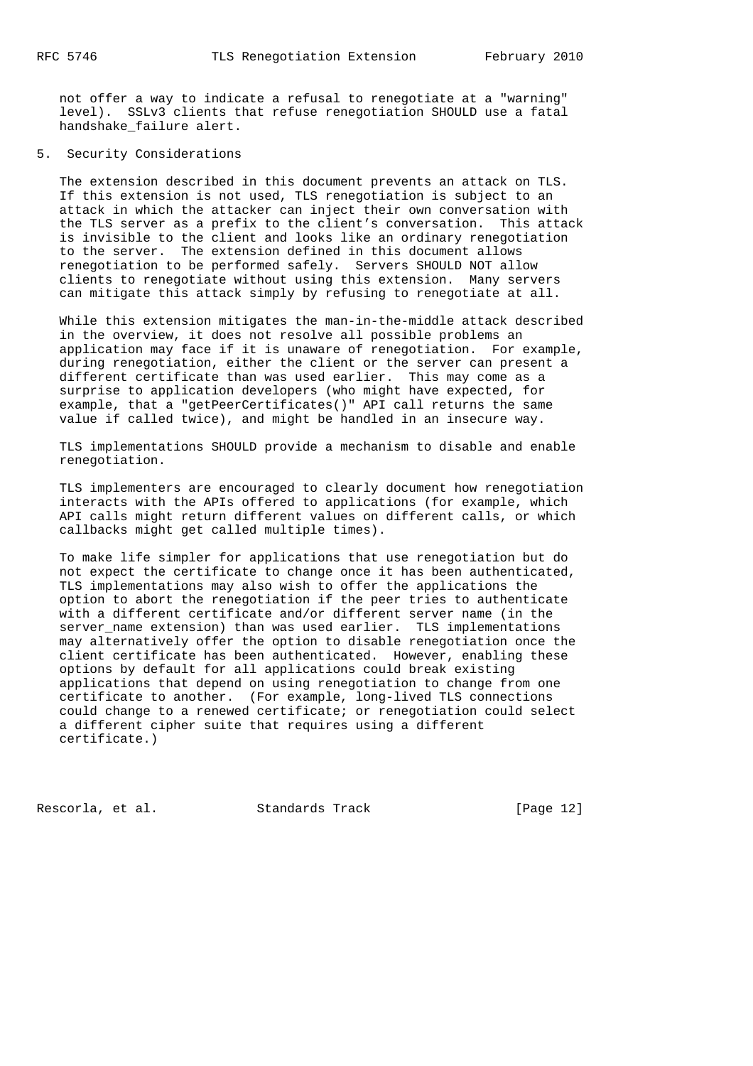not offer a way to indicate a refusal to renegotiate at a "warning" level). SSLv3 clients that refuse renegotiation SHOULD use a fatal handshake_failure alert.

## 5. Security Considerations

The extension described in this document prevents an attack on TLS. If this extension is not used, TLS renegotiation is subject to an attack in which the attacker can inject their own conversation with the TLS server as a prefix to the client's conversation. This attack is invisible to the client and looks like an ordinary renegotiation to the server. The extension defined in this document allows renegotiation to be performed safely. Servers SHOULD NOT allow clients to renegotiate without using this extension. Many servers can mitigate this attack simply by refusing to renegotiate at all.

While this extension mitigates the man-in-the-middle attack described in the overview, it does not resolve all possible problems an application may face if it is unaware of renegotiation. For example, during renegotiation, either the client or the server can present a different certificate than was used earlier. This may come as a surprise to application developers (who might have expected, for example, that a "getPeerCertificates()" API call returns the same value if called twice), and might be handled in an insecure way.

TLS implementations SHOULD provide a mechanism to disable and enable renegotiation.

TLS implementers are encouraged to clearly document how renegotiation interacts with the APIs offered to applications (for example, which API calls might return different values on different calls, or which callbacks might get called multiple times).

To make life simpler for applications that use renegotiation but do not expect the certificate to change once it has been authenticated, TLS implementations may also wish to offer the applications the option to abort the renegotiation if the peer tries to authenticate with a different certificate and/or different server name (in the server_name extension) than was used earlier. TLS implementations may alternatively offer the option to disable renegotiation once the client certificate has been authenticated. However, enabling these options by default for all applications could break existing applications that depend on using renegotiation to change from one certificate to another. (For example, long-lived TLS connections could change to a renewed certificate; or renegotiation could select a different cipher suite that requires using a different certificate.)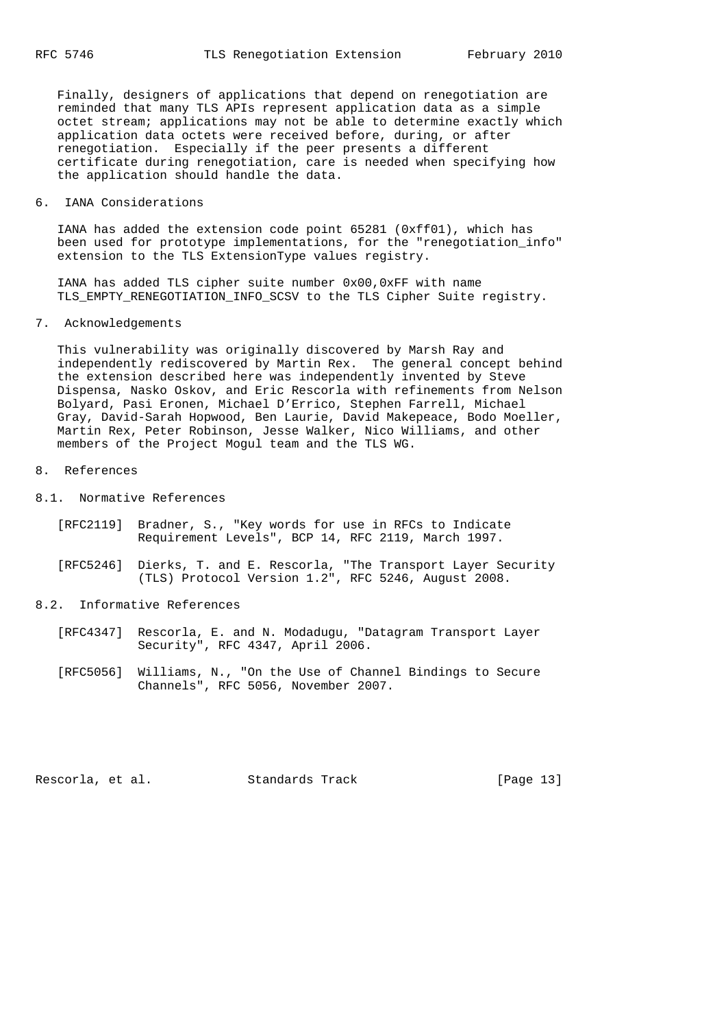Finally, designers of applications that depend on renegotiation are reminded that many TLS APIs represent application data as a simple octet stream; applications may not be able to determine exactly which application data octets were received before, during, or after renegotiation. Especially if the peer presents a different certificate during renegotiation, care is needed when specifying how the application should handle the data.

## 6. IANA Considerations

IANA has added the extension code point 65281 (0xff01), which has been used for prototype implementations, for the "renegotiation_info" extension to the TLS ExtensionType values registry.

IANA has added TLS cipher suite number 0x00,0xFF with name TLS_EMPTY_RENEGOTIATION_INFO_SCSV to the TLS Cipher Suite registry.

## 7. Acknowledgements

This vulnerability was originally discovered by Marsh Ray and independently rediscovered by Martin Rex. The general concept behind the extension described here was independently invented by Steve Dispensa, Nasko Oskov, and Eric Rescorla with refinements from Nelson Bolyard, Pasi Eronen, Michael D'Errico, Stephen Farrell, Michael Gray, David-Sarah Hopwood, Ben Laurie, David Makepeace, Bodo Moeller, Martin Rex, Peter Robinson, Jesse Walker, Nico Williams, and other members of the Project Mogul team and the TLS WG.

## 8. References

### 8.1. Normative References

[RFC2119] Bradner, S., "Key words for use in RFCs to Indicate Requirement Levels", BCP 14, RFC 2119, March 1997.

[RFC5246] Dierks, T. and E. Rescorla, "The Transport Layer Security (TLS) Protocol Version 1.2", RFC 5246, August 2008.

### 8.2. Informative References

[RFC4347] Rescorla, E. and N. Modadugu, "Datagram Transport Layer Security", RFC 4347, April 2006.

[RFC5056] Williams, N., "On the Use of Channel Bindings to Secure Channels", RFC 5056, November 2007.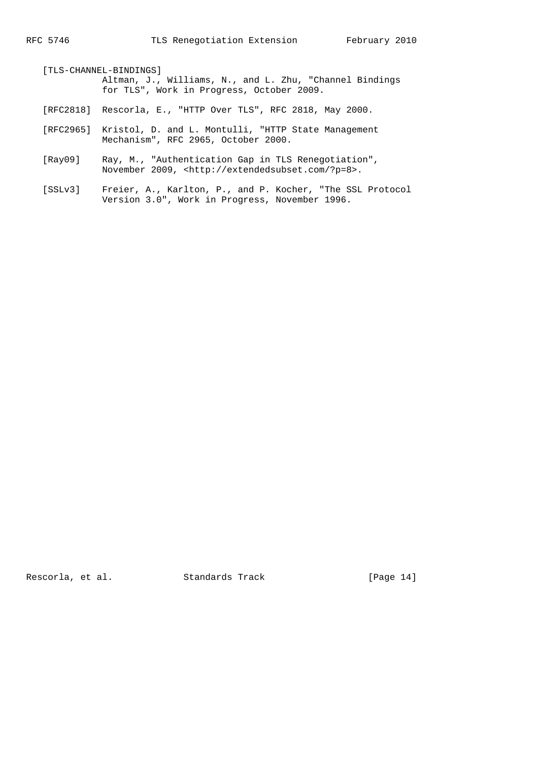[TLS-CHANNEL-BINDINGS]
Altman, J., Williams, N., and L. Zhu, "Channel Bindings for TLS", Work in Progress, October 2009.

[RFC2818] Rescorla, E., "HTTP Over TLS", RFC 2818, May 2000.

[RFC2965] Kristol, D. and L. Montulli, "HTTP State Management Mechanism", RFC 2965, October 2000.

[Ray09] Ray, M., "Authentication Gap in TLS Renegotiation", November 2009, <http://extendedsubset.com/?p=8>.

[SSLv3] Freier, A., Karlton, P., and P. Kocher, "The SSL Protocol Version 3.0", Work in Progress, November 1996.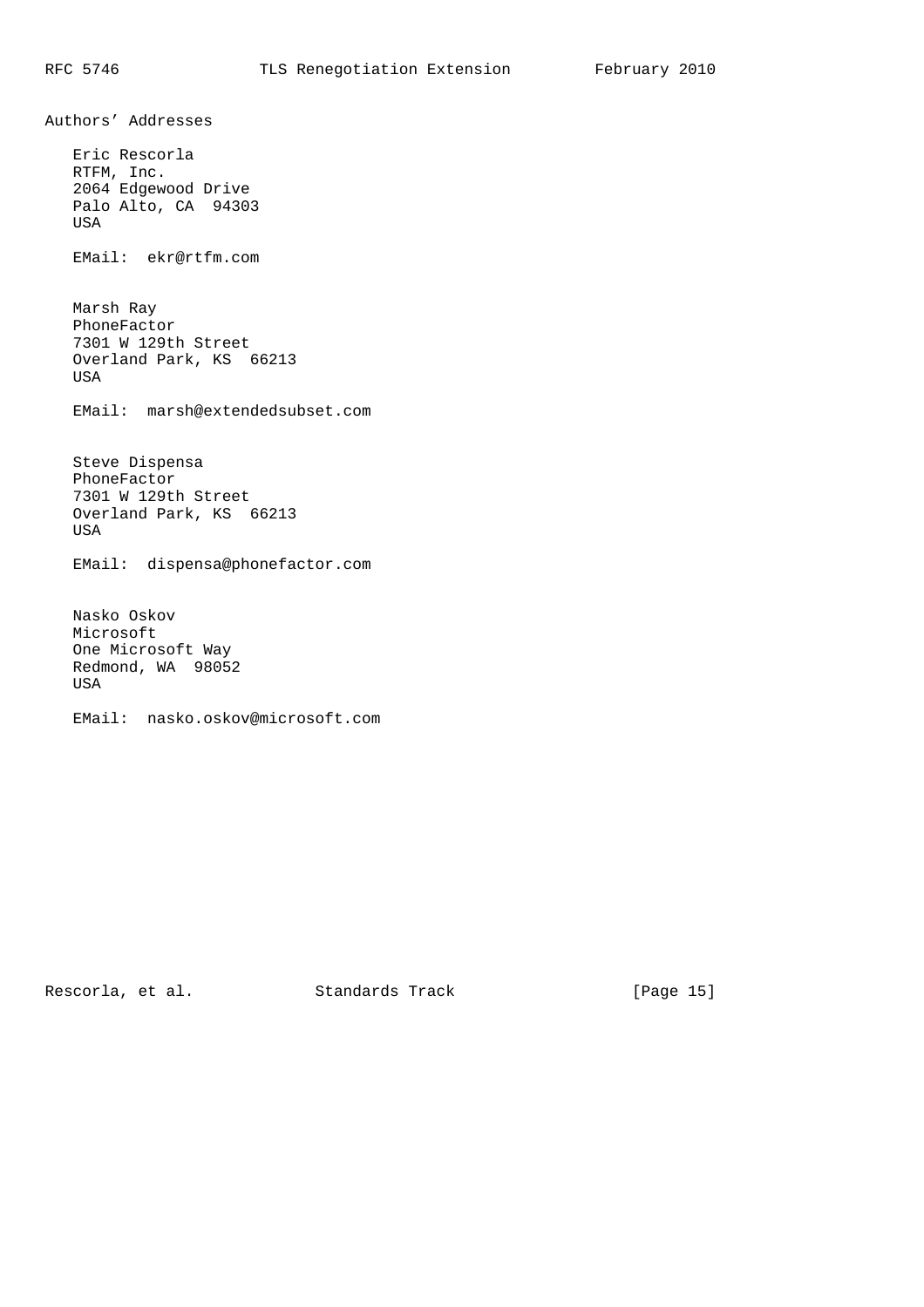## Authors' Addresses

Eric Rescorla
RTFM, Inc.
2064 Edgewood Drive
Palo Alto, CA 94303
USA

EMail: ekr@rtfm.com

Marsh Ray
PhoneFactor
7301 W 129th Street
Overland Park, KS 66213
USA

EMail: marsh@extendedsubset.com

Steve Dispensa
PhoneFactor
7301 W 129th Street
Overland Park, KS 66213
USA

EMail: dispensa@phonefactor.com

Nasko Oskov
Microsoft
One Microsoft Way
Redmond, WA 98052
USA

EMail: nasko.oskov@microsoft.com